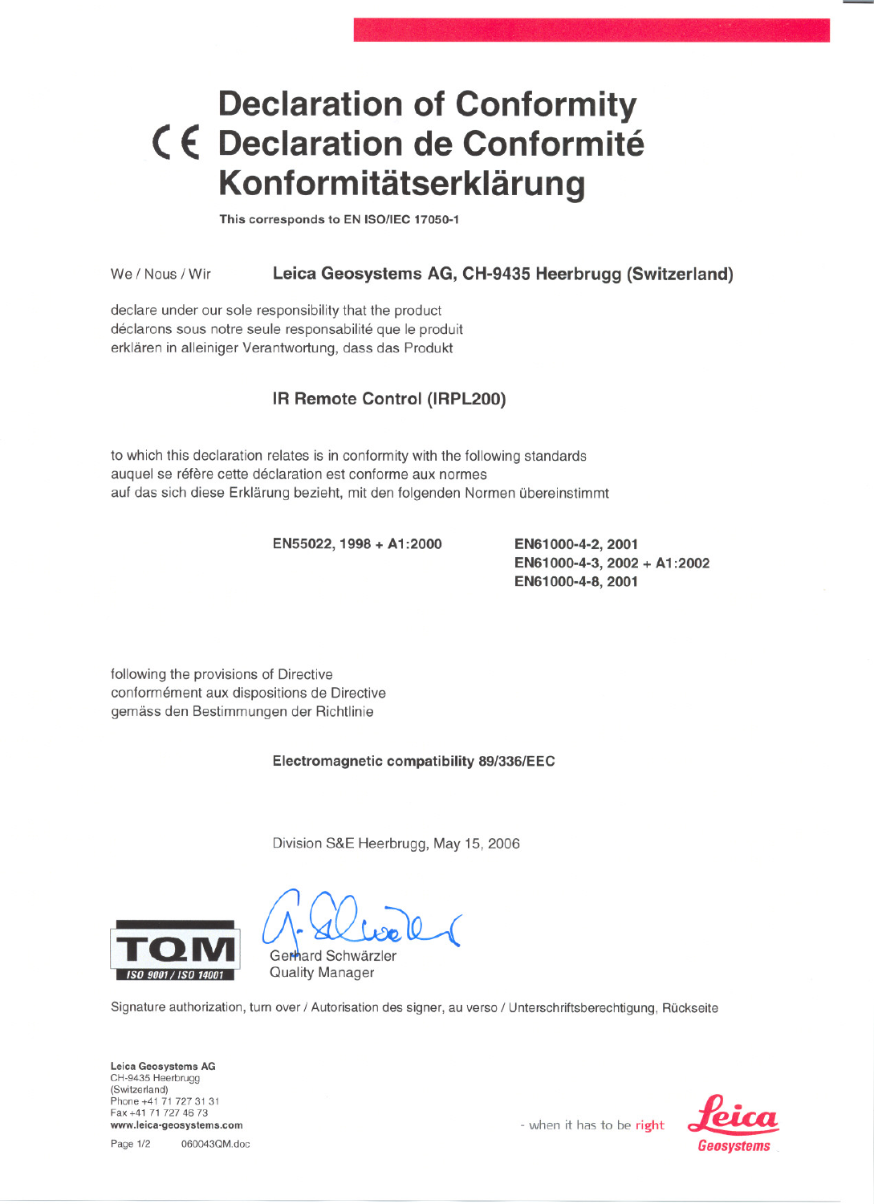# Declaration of Conformity
# CE Declaration de Conformité
# Konformitätserklärung

**This corresponds to EN ISO/IEC 17050-1**

We / Nous / Wir **Leica Geosystems AG, CH-9435 Heerbrugg (Switzerland)**

declare under our sole responsibility that the product
déclarons sous notre seule responsabilité que le produit
erklären in alleiniger Verantwortung, dass das Produkt

**IR Remote Control (IRPL200)**

to which this declaration relates is in conformity with the following standards
auquel se réfère cette déclaration est conforme aux normes
auf das sich diese Erklärung bezieht, mit den folgenden Normen übereinstimmt

**EN55022, 1998 + A1:2000**

**EN61000-4-2, 2001**
**EN61000-4-3, 2002 + A1:2002**
**EN61000-4-8, 2001**

following the provisions of Directive
conformément aux dispositions de Directive
gemäss den Bestimmungen der Richtlinie

**Electromagnetic compatibility 89/336/EEC**

Division S&E Heerbrugg, May 15, 2006

TQM
ISO 9001 / ISO 14001

Gerhard Schwärzler
Quality Manager

Signature authorization, turn over / Autorisation des signer, au verso / Unterschriftsberechtigung, Rückseite

**Leica Geosystems AG**
CH-9435 Heerbrugg
(Switzerland)
Phone +41 71 727 31 31
Fax +41 71 727 46 73
**www.leica-geosystems.com**

060043QM.doc

- when it has to be right

Leica Geosystems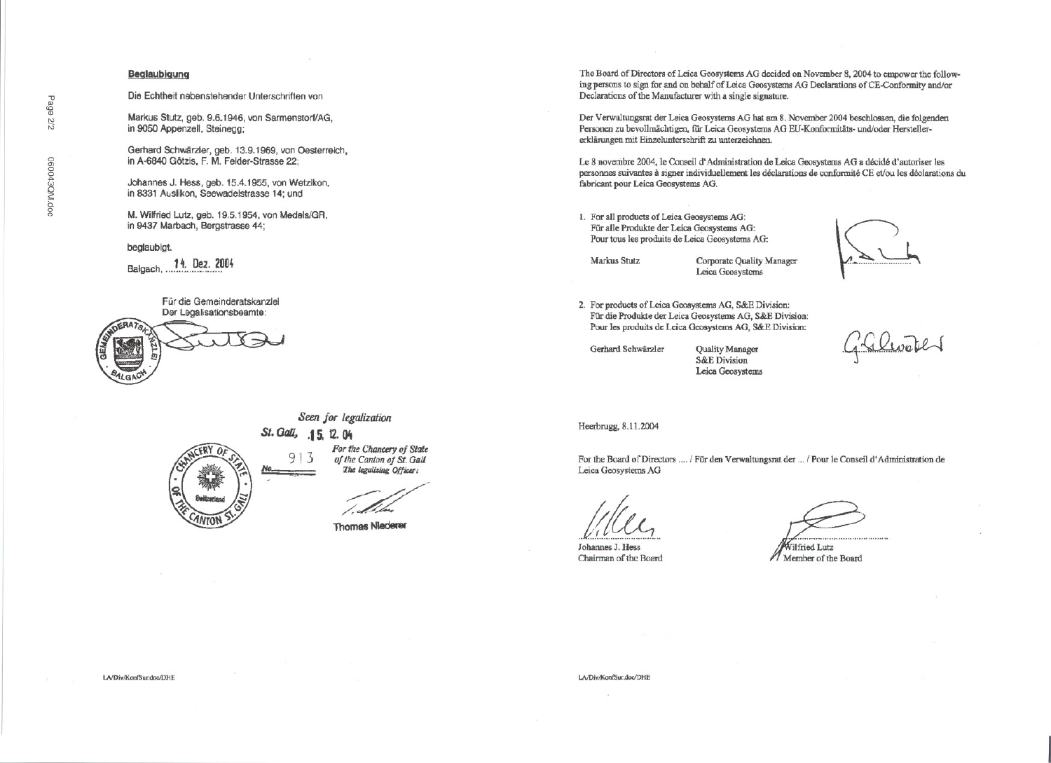**Beglaubigung**

Die Echtheit nebenstehender Unterschriften von

Markus Stutz, geb. 9.6.1946, von Sarmenstorf/AG, in 9050 Appenzell, Steinegg;

Gerhard Schwärzler, geb. 13.9.1969, von Oesterreich, in A-6840 Götzis, F. M. Felder-Strasse 22;

Johannes J. Hess, geb. 15.4.1955, von Wetzikon, in 8331 Auslikon, Seewadelstrasse 14; und

M. Wilfried Lutz, geb. 19.5.1954, von Medels/GR, in 9437 Marbach, Bergstrasse 44;

beglaubigt.

Balgach, 14. Dez. 2004

Für die Gemeinderatskanzlei
Der Legalisationsbeamte:

GEMEINDERATSKANZLEI BALGACH

*Seen for legalization*

*St. Gall,* 15. 12. 04

No. 913

*For the Chancery of State of the Canton of St. Gall*
*The legalizing Officer:*

Thomas Niederer

CHANCERY OF STATE OF THE CANTON ST. GALL Switzerland

LA/Div/KonfSur.doc/DHE

The Board of Directors of Leica Geosystems AG decided on November 8, 2004 to empower the following persons to sign for and on behalf of Leica Geosystems AG Declarations of CE-Conformity and/or Declarations of the Manufacturer with a single signature.

Der Verwaltungsrat der Leica Geosystems AG hat am 8. November 2004 beschlossen, die folgenden Personen zu bevollmächtigen, für Leica Geosystems AG EU-Konformitäts- und/oder Herstellererklärungen mit Einzelunterschrift zu unterzeichnen.

Le 8 novembre 2004, le Conseil d'Administration de Leica Geosystems AG a décidé d'autoriser les personnes suivantes à signer individuellement les déclarations de conformité CE et/ou les déclarations du fabricant pour Leica Geosystems AG.

1. For all products of Leica Geosystems AG:
   Für alle Produkte der Leica Geosystems AG:
   Pour tous les produits de Leica Geosystems AG:

   Markus Stutz — Corporate Quality Manager, Leica Geosystems

2. For products of Leica Geosystems AG, S&E Division:
   Für die Produkte der Leica Geosystems AG, S&E Division:
   Pour les produits de Leica Geosystems AG, S&E Division:

   Gerhard Schwärzler — Quality Manager, S&E Division, Leica Geosystems

Heerbrugg, 8.11.2004

For the Board of Directors .... / Für den Verwaltungsrat der ... / Pour le Conseil d'Administration de Leica Geosystems AG

Johannes J. Hess
Chairman of the Board

Wilfried Lutz
Member of the Board

LA/Div/KonfSur.doc/DHE